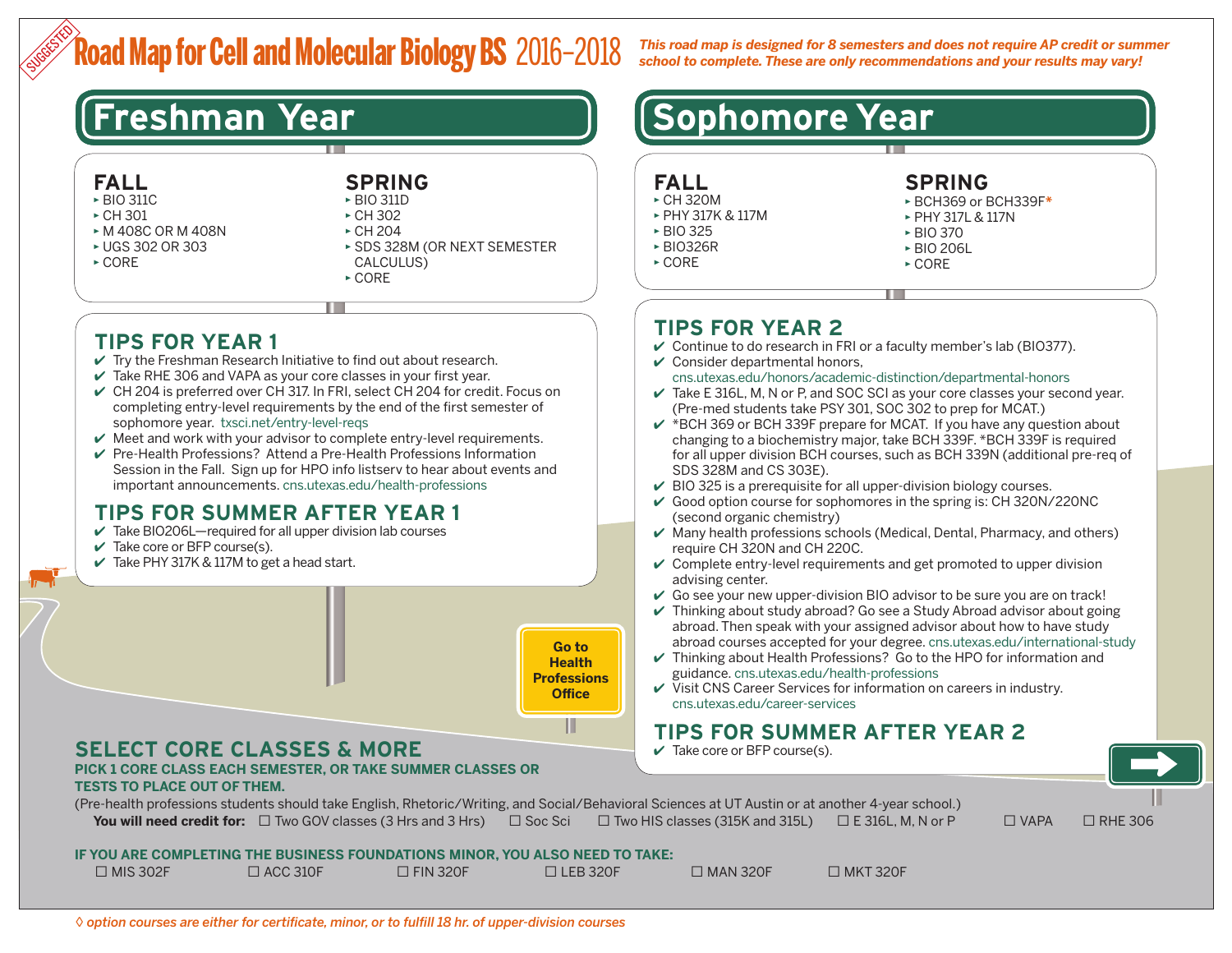SUGGESTED

# Road Map for Cell and Molecular Biology BS 2016–2018

*This road map is designed for 8 semesters and does not require AP credit or summer school to complete. These are only recommendations and your results may vary!*

## Freshman Year

### FALL
- BIO 311C
- CH 301
- M 408C OR M 408N
- UGS 302 OR 303
- CORE

### SPRING
- BIO 311D
- CH 302
- CH 204
- SDS 328M (OR NEXT SEMESTER CALCULUS)
- CORE

### TIPS FOR YEAR 1
- ✔ Try the Freshman Research Initiative to find out about research.
- ✔ Take RHE 306 and VAPA as your core classes in your first year.
- ✔ CH 204 is preferred over CH 317. In FRI, select CH 204 for credit. Focus on completing entry-level requirements by the end of the first semester of sophomore year. txsci.net/entry-level-reqs
- ✔ Meet and work with your advisor to complete entry-level requirements.
- ✔ Pre-Health Professions? Attend a Pre-Health Professions Information Session in the Fall. Sign up for HPO info listserv to hear about events and important announcements. cns.utexas.edu/health-professions

### TIPS FOR SUMMER AFTER YEAR 1
- ✔ Take BIO206L—required for all upper division lab courses
- ✔ Take core or BFP course(s).
- ✔ Take PHY 317K & 117M to get a head start.

**Go to Health Professions Office**

## Sophomore Year

### FALL
- CH 320M
- PHY 317K & 117M
- BIO 325
- BIO326R
- CORE

### SPRING
- BCH369 or BCH339F*
- PHY 317L & 117N
- BIO 370
- BIO 206L
- CORE

### TIPS FOR YEAR 2
- ✔ Continue to do research in FRI or a faculty member's lab (BIO377).
- ✔ Consider departmental honors, cns.utexas.edu/honors/academic-distinction/departmental-honors
- ✔ Take E 316L, M, N or P, and SOC SCI as your core classes your second year. (Pre-med students take PSY 301, SOC 302 to prep for MCAT.)
- ✔ *BCH 369 or BCH 339F prepare for MCAT. If you have any question about changing to a biochemistry major, take BCH 339F. *BCH 339F is required for all upper division BCH courses, such as BCH 339N (additional pre-req of SDS 328M and CS 303E).
- ✔ BIO 325 is a prerequisite for all upper-division biology courses.
- ✔ Good option course for sophomores in the spring is: CH 320N/220NC (second organic chemistry)
- ✔ Many health professions schools (Medical, Dental, Pharmacy, and others) require CH 320N and CH 220C.
- ✔ Complete entry-level requirements and get promoted to upper division advising center.
- ✔ Go see your new upper-division BIO advisor to be sure you are on track!
- ✔ Thinking about study abroad? Go see a Study Abroad advisor about going abroad. Then speak with your assigned advisor about how to have study abroad courses accepted for your degree. cns.utexas.edu/international-study
- ✔ Thinking about Health Professions? Go to the HPO for information and guidance. cns.utexas.edu/health-professions
- ✔ Visit CNS Career Services for information on careers in industry. cns.utexas.edu/career-services

### TIPS FOR SUMMER AFTER YEAR 2
- ✔ Take core or BFP course(s).

## SELECT CORE CLASSES & MORE

**PICK 1 CORE CLASS EACH SEMESTER, OR TAKE SUMMER CLASSES OR TESTS TO PLACE OUT OF THEM.**

(Pre-health professions students should take English, Rhetoric/Writing, and Social/Behavioral Sciences at UT Austin or at another 4-year school.)

**You will need credit for:** ☐ Two GOV classes (3 Hrs and 3 Hrs) ☐ Soc Sci ☐ Two HIS classes (315K and 315L) ☐ E 316L, M, N or P ☐ VAPA ☐ RHE 306

**IF YOU ARE COMPLETING THE BUSINESS FOUNDATIONS MINOR, YOU ALSO NEED TO TAKE:**

☐ MIS 302F ☐ ACC 310F ☐ FIN 320F ☐ LEB 320F ☐ MAN 320F ☐ MKT 320F

*◊ option courses are either for certificate, minor, or to fulfill 18 hr. of upper-division courses*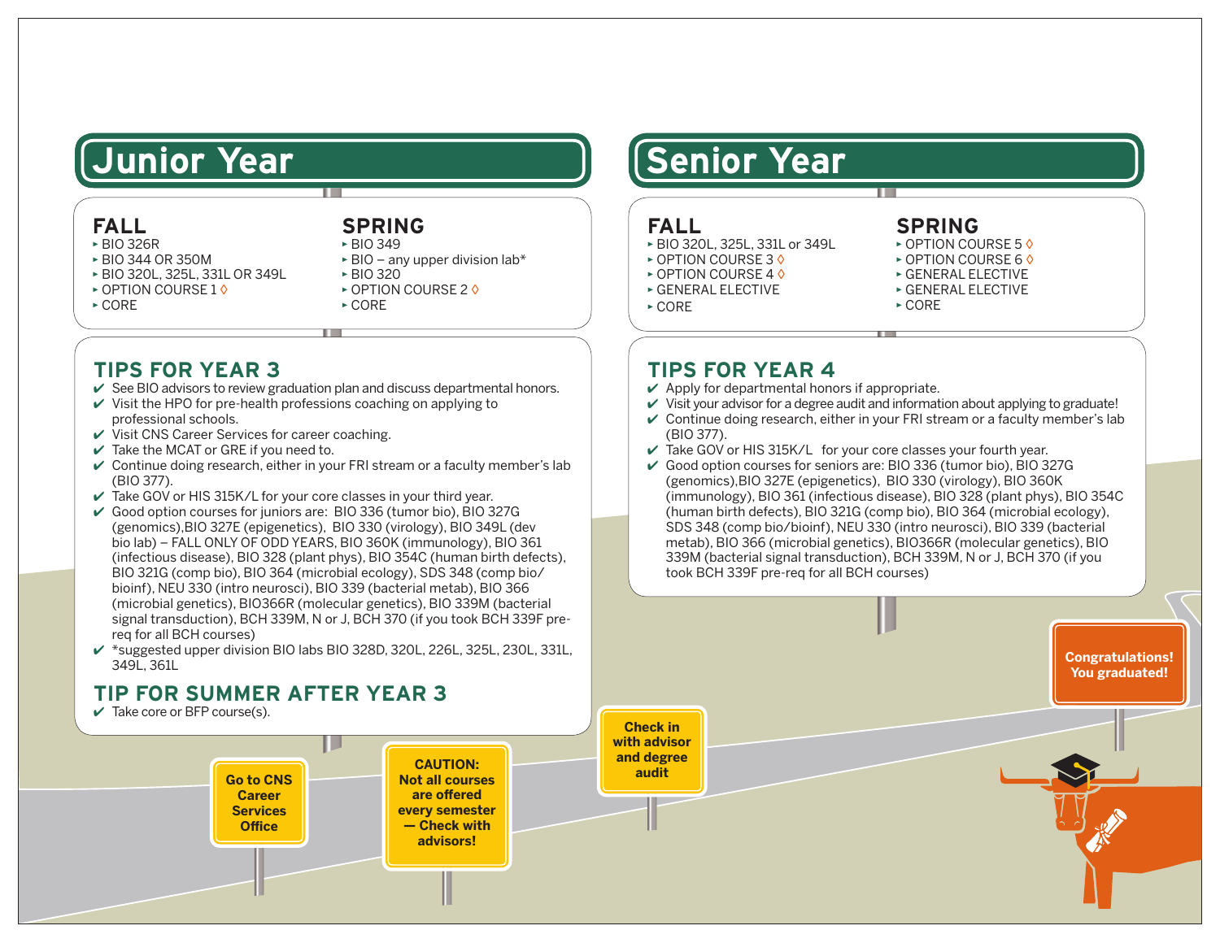# Junior Year

## FALL

- BIO 326R
- BIO 344 OR 350M
- BIO 320L, 325L, 331L OR 349L
- OPTION COURSE 1 ◊
- CORE

## SPRING

- BIO 349
- BIO – any upper division lab*
- BIO 320
- OPTION COURSE 2 ◊
- CORE

## TIPS FOR YEAR 3

- ✔ See BIO advisors to review graduation plan and discuss departmental honors.
- ✔ Visit the HPO for pre-health professions coaching on applying to professional schools.
- ✔ Visit CNS Career Services for career coaching.
- ✔ Take the MCAT or GRE if you need to.
- ✔ Continue doing research, either in your FRI stream or a faculty member's lab (BIO 377).
- ✔ Take GOV or HIS 315K/L for your core classes in your third year.
- ✔ Good option courses for juniors are: BIO 336 (tumor bio), BIO 327G (genomics),BIO 327E (epigenetics), BIO 330 (virology), BIO 349L (dev bio lab) – FALL ONLY OF ODD YEARS, BIO 360K (immunology), BIO 361 (infectious disease), BIO 328 (plant phys), BIO 354C (human birth defects), BIO 321G (comp bio), BIO 364 (microbial ecology), SDS 348 (comp bio/ bioinf), NEU 330 (intro neurosci), BIO 339 (bacterial metab), BIO 366 (microbial genetics), BIO366R (molecular genetics), BIO 339M (bacterial signal transduction), BCH 339M, N or J, BCH 370 (if you took BCH 339F pre-req for all BCH courses)
- ✔ *suggested upper division BIO labs BIO 328D, 320L, 226L, 325L, 230L, 331L, 349L, 361L

## TIP FOR SUMMER AFTER YEAR 3

- ✔ Take core or BFP course(s).

**Go to CNS Career Services Office**

**CAUTION: Not all courses are offered every semester — Check with advisors!**

# Senior Year

## FALL

- BIO 320L, 325L, 331L or 349L
- OPTION COURSE 3 ◊
- OPTION COURSE 4 ◊
- GENERAL ELECTIVE
- CORE

## SPRING

- OPTION COURSE 5 ◊
- OPTION COURSE 6 ◊
- GENERAL ELECTIVE
- GENERAL ELECTIVE
- CORE

## TIPS FOR YEAR 4

- ✔ Apply for departmental honors if appropriate.
- ✔ Visit your advisor for a degree audit and information about applying to graduate!
- ✔ Continue doing research, either in your FRI stream or a faculty member's lab (BIO 377).
- ✔ Take GOV or HIS 315K/L for your core classes your fourth year.
- ✔ Good option courses for seniors are: BIO 336 (tumor bio), BIO 327G (genomics),BIO 327E (epigenetics), BIO 330 (virology), BIO 360K (immunology), BIO 361 (infectious disease), BIO 328 (plant phys), BIO 354C (human birth defects), BIO 321G (comp bio), BIO 364 (microbial ecology), SDS 348 (comp bio/bioinf), NEU 330 (intro neurosci), BIO 339 (bacterial metab), BIO 366 (microbial genetics), BIO366R (molecular genetics), BIO 339M (bacterial signal transduction), BCH 339M, N or J, BCH 370 (if you took BCH 339F pre-req for all BCH courses)

**Check in with advisor and degree audit**

**Congratulations! You graduated!**